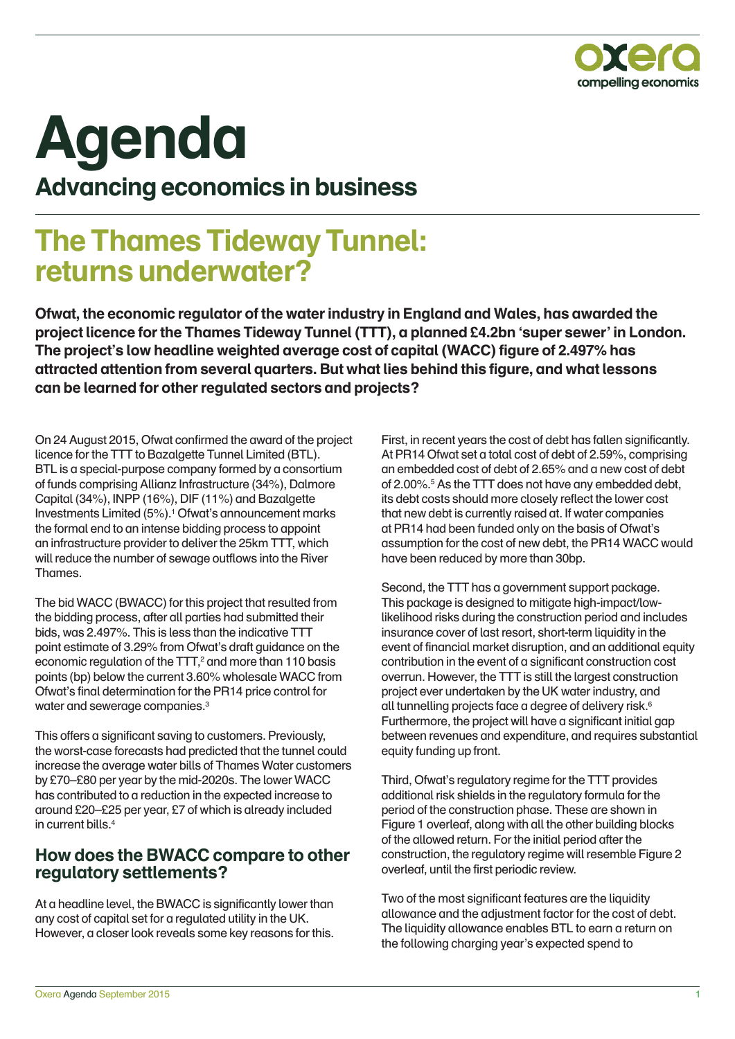# Agenda

## Advancing economics in business

# The Thames Tideway Tunnel: returns underwater?

**Ofwat, the economic regulator of the water industry in England and Wales, has awarded the project licence for the Thames Tideway Tunnel (TTT), a planned £4.2bn 'super sewer' in London. The project's low headline weighted average cost of capital (WACC) figure of 2.497% has attracted attention from several quarters. But what lies behind this figure, and what lessons can be learned for other regulated sectors and projects?**

On 24 August 2015, Ofwat confirmed the award of the project licence for the TTT to Bazalgette Tunnel Limited (BTL). BTL is a special-purpose company formed by a consortium of funds comprising Allianz Infrastructure (34%), Dalmore Capital (34%), INPP (16%), DIF (11%) and Bazalgette Investments Limited (5%).[1] Ofwat's announcement marks the formal end to an intense bidding process to appoint an infrastructure provider to deliver the 25km TTT, which will reduce the number of sewage outflows into the River Thames.

The bid WACC (BWACC) for this project that resulted from the bidding process, after all parties had submitted their bids, was 2.497%. This is less than the indicative TTT point estimate of 3.29% from Ofwat's draft guidance on the economic regulation of the TTT,[2] and more than 110 basis points (bp) below the current 3.60% wholesale WACC from Ofwat's final determination for the PR14 price control for water and sewerage companies.[3]

This offers a significant saving to customers. Previously, the worst-case forecasts had predicted that the tunnel could increase the average water bills of Thames Water customers by £70–£80 per year by the mid-2020s. The lower WACC has contributed to a reduction in the expected increase to around £20–£25 per year, £7 of which is already included in current bills.[4]

## How does the BWACC compare to other regulatory settlements?

At a headline level, the BWACC is significantly lower than any cost of capital set for a regulated utility in the UK. However, a closer look reveals some key reasons for this.

First, in recent years the cost of debt has fallen significantly. At PR14 Ofwat set a total cost of debt of 2.59%, comprising an embedded cost of debt of 2.65% and a new cost of debt of 2.00%.[5] As the TTT does not have any embedded debt, its debt costs should more closely reflect the lower cost that new debt is currently raised at. If water companies at PR14 had been funded only on the basis of Ofwat's assumption for the cost of new debt, the PR14 WACC would have been reduced by more than 30bp.

Second, the TTT has a government support package. This package is designed to mitigate high-impact/low-likelihood risks during the construction period and includes insurance cover of last resort, short-term liquidity in the event of financial market disruption, and an additional equity contribution in the event of a significant construction cost overrun. However, the TTT is still the largest construction project ever undertaken by the UK water industry, and all tunnelling projects face a degree of delivery risk.[6] Furthermore, the project will have a significant initial gap between revenues and expenditure, and requires substantial equity funding up front.

Third, Ofwat's regulatory regime for the TTT provides additional risk shields in the regulatory formula for the period of the construction phase. These are shown in Figure 1 overleaf, along with all the other building blocks of the allowed return. For the initial period after the construction, the regulatory regime will resemble Figure 2 overleaf, until the first periodic review.

Two of the most significant features are the liquidity allowance and the adjustment factor for the cost of debt. The liquidity allowance enables BTL to earn a return on the following charging year's expected spend to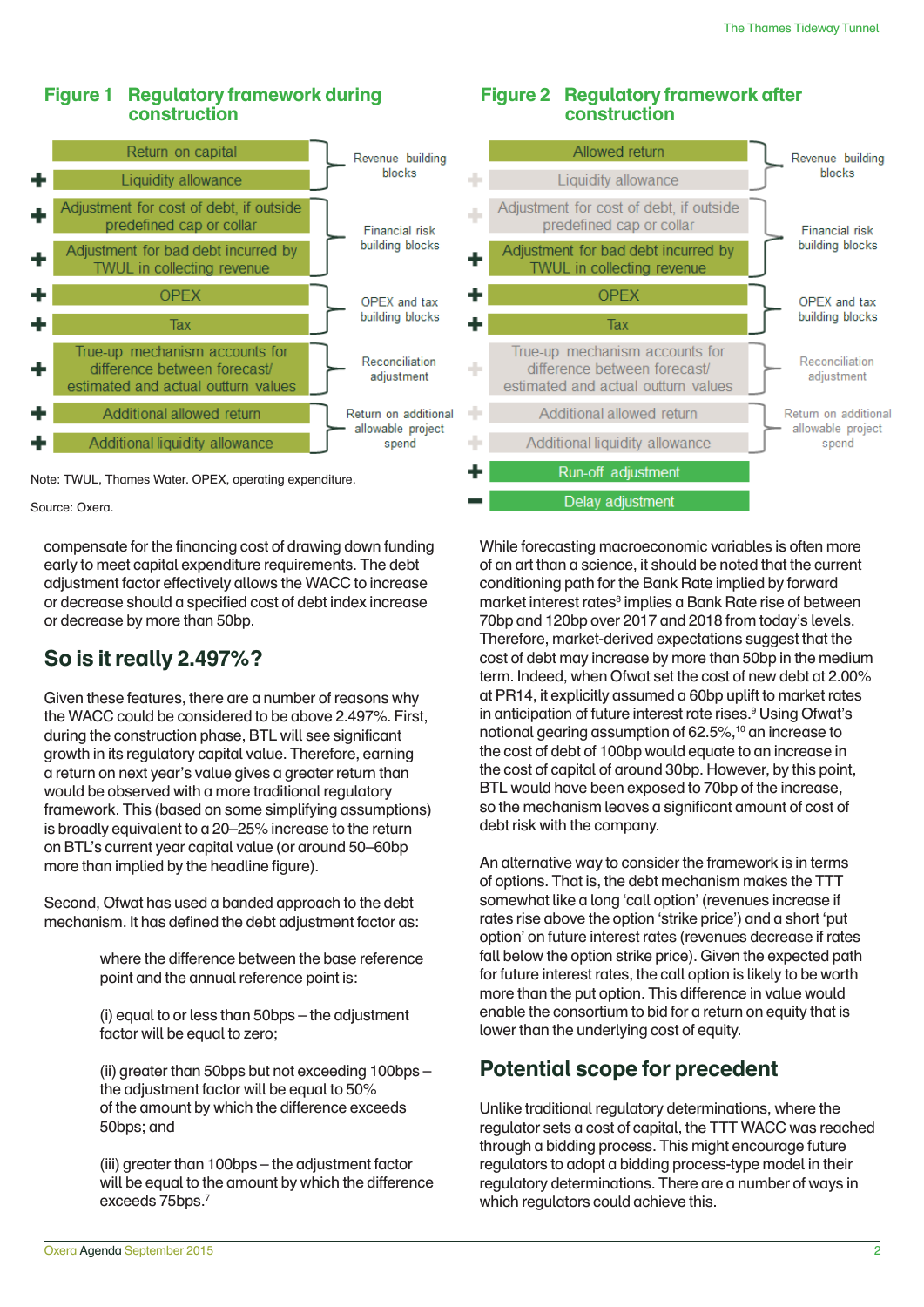**Figure 1 Regulatory framework during construction**

| | Building block | Category |
|---|---|---|
| | Return on capital | Revenue building blocks |
| + | Liquidity allowance | |
| + | Adjustment for cost of debt, if outside predefined cap or collar | Financial risk building blocks |
| + | Adjustment for bad debt incurred by TWUL in collecting revenue | |
| + | OPEX | OPEX and tax building blocks |
| + | Tax | |
| + | True-up mechanism accounts for difference between forecast/ estimated and actual outturn values | Reconciliation adjustment |
| + | Additional allowed return | Return on additional allowable project spend |
| + | Additional liquidity allowance | |

Note: TWUL, Thames Water. OPEX, operating expenditure.

Source: Oxera.

**Figure 2 Regulatory framework after construction**

| | Building block | Category |
|---|---|---|
| | Allowed return | Revenue building blocks |
| + | Liquidity allowance | |
| + | Adjustment for cost of debt, if outside predefined cap or collar | Financial risk building blocks |
| + | Adjustment for bad debt incurred by TWUL in collecting revenue | |
| + | OPEX | OPEX and tax building blocks |
| + | Tax | |
| + | True-up mechanism accounts for difference between forecast/ estimated and actual outturn values | Reconciliation adjustment |
| + | Additional allowed return | Return on additional allowable project spend |
| + | Additional liquidity allowance | |
| + | Run-off adjustment | |
| − | Delay adjustment | |

compensate for the financing cost of drawing down funding early to meet capital expenditure requirements. The debt adjustment factor effectively allows the WACC to increase or decrease should a specified cost of debt index increase or decrease by more than 50bp.

## So is it really 2.497%?

Given these features, there are a number of reasons why the WACC could be considered to be above 2.497%. First, during the construction phase, BTL will see significant growth in its regulatory capital value. Therefore, earning a return on next year's value gives a greater return than would be observed with a more traditional regulatory framework. This (based on some simplifying assumptions) is broadly equivalent to a 20–25% increase to the return on BTL's current year capital value (or around 50–60bp more than implied by the headline figure).

Second, Ofwat has used a banded approach to the debt mechanism. It has defined the debt adjustment factor as:

> where the difference between the base reference point and the annual reference point is:
>
> (i) equal to or less than 50bps – the adjustment factor will be equal to zero;
>
> (ii) greater than 50bps but not exceeding 100bps – the adjustment factor will be equal to 50% of the amount by which the difference exceeds 50bps; and
>
> (iii) greater than 100bps – the adjustment factor will be equal to the amount by which the difference exceeds 75bps.[7]

While forecasting macroeconomic variables is often more of an art than a science, it should be noted that the current conditioning path for the Bank Rate implied by forward market interest rates[8] implies a Bank Rate rise of between 70bp and 120bp over 2017 and 2018 from today's levels. Therefore, market-derived expectations suggest that the cost of debt may increase by more than 50bp in the medium term. Indeed, when Ofwat set the cost of new debt at 2.00% at PR14, it explicitly assumed a 60bp uplift to market rates in anticipation of future interest rate rises.[9] Using Ofwat's notional gearing assumption of 62.5%,[10] an increase to the cost of debt of 100bp would equate to an increase in the cost of capital of around 30bp. However, by this point, BTL would have been exposed to 70bp of the increase, so the mechanism leaves a significant amount of cost of debt risk with the company.

An alternative way to consider the framework is in terms of options. That is, the debt mechanism makes the TTT somewhat like a long 'call option' (revenues increase if rates rise above the option 'strike price') and a short 'put option' on future interest rates (revenues decrease if rates fall below the option strike price). Given the expected path for future interest rates, the call option is likely to be worth more than the put option. This difference in value would enable the consortium to bid for a return on equity that is lower than the underlying cost of equity.

## Potential scope for precedent

Unlike traditional regulatory determinations, where the regulator sets a cost of capital, the TTT WACC was reached through a bidding process. This might encourage future regulators to adopt a bidding process-type model in their regulatory determinations. There are a number of ways in which regulators could achieve this.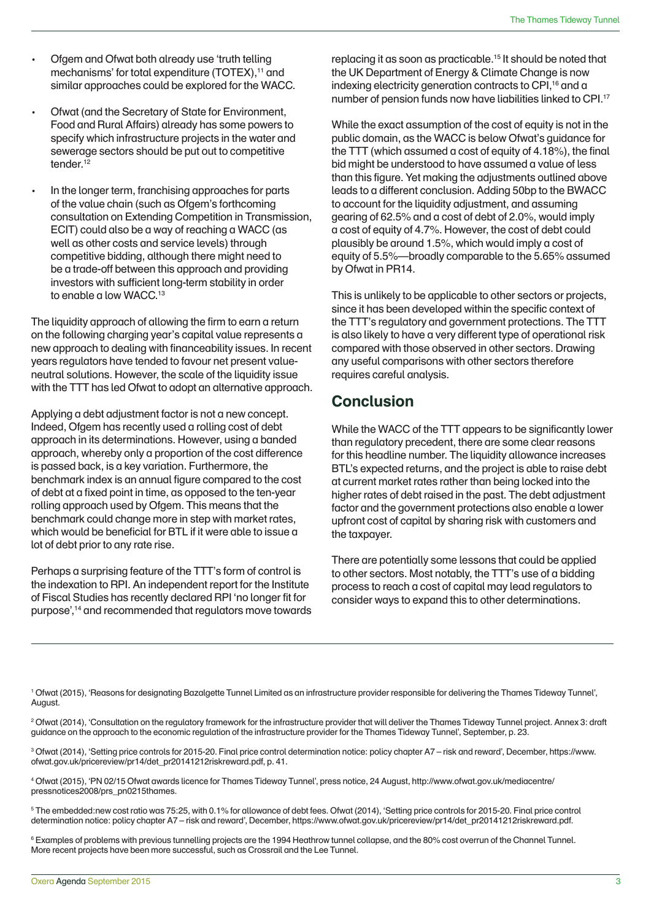- Ofgem and Ofwat both already use 'truth telling mechanisms' for total expenditure (TOTEX),[11] and similar approaches could be explored for the WACC.
- Ofwat (and the Secretary of State for Environment, Food and Rural Affairs) already has some powers to specify which infrastructure projects in the water and sewerage sectors should be put out to competitive tender.[12]
- In the longer term, franchising approaches for parts of the value chain (such as Ofgem's forthcoming consultation on Extending Competition in Transmission, ECIT) could also be a way of reaching a WACC (as well as other costs and service levels) through competitive bidding, although there might need to be a trade-off between this approach and providing investors with sufficient long-term stability in order to enable a low WACC.[13]

The liquidity approach of allowing the firm to earn a return on the following charging year's capital value represents a new approach to dealing with financeability issues. In recent years regulators have tended to favour net present value-neutral solutions. However, the scale of the liquidity issue with the TTT has led Ofwat to adopt an alternative approach.

Applying a debt adjustment factor is not a new concept. Indeed, Ofgem has recently used a rolling cost of debt approach in its determinations. However, using a banded approach, whereby only a proportion of the cost difference is passed back, is a key variation. Furthermore, the benchmark index is an annual figure compared to the cost of debt at a fixed point in time, as opposed to the ten-year rolling approach used by Ofgem. This means that the benchmark could change more in step with market rates, which would be beneficial for BTL if it were able to issue a lot of debt prior to any rate rise.

Perhaps a surprising feature of the TTT's form of control is the indexation to RPI. An independent report for the Institute of Fiscal Studies has recently declared RPI 'no longer fit for purpose',[14] and recommended that regulators move towards replacing it as soon as practicable.[15] It should be noted that the UK Department of Energy & Climate Change is now indexing electricity generation contracts to CPI,[16] and a number of pension funds now have liabilities linked to CPI.[17]

While the exact assumption of the cost of equity is not in the public domain, as the WACC is below Ofwat's guidance for the TTT (which assumed a cost of equity of 4.18%), the final bid might be understood to have assumed a value of less than this figure. Yet making the adjustments outlined above leads to a different conclusion. Adding 50bp to the BWACC to account for the liquidity adjustment, and assuming gearing of 62.5% and a cost of debt of 2.0%, would imply a cost of equity of 4.7%. However, the cost of debt could plausibly be around 1.5%, which would imply a cost of equity of 5.5%—broadly comparable to the 5.65% assumed by Ofwat in PR14.

This is unlikely to be applicable to other sectors or projects, since it has been developed within the specific context of the TTT's regulatory and government protections. The TTT is also likely to have a very different type of operational risk compared with those observed in other sectors. Drawing any useful comparisons with other sectors therefore requires careful analysis.

## Conclusion

While the WACC of the TTT appears to be significantly lower than regulatory precedent, there are some clear reasons for this headline number. The liquidity allowance increases BTL's expected returns, and the project is able to raise debt at current market rates rather than being locked into the higher rates of debt raised in the past. The debt adjustment factor and the government protections also enable a lower upfront cost of capital by sharing risk with customers and the taxpayer.

There are potentially some lessons that could be applied to other sectors. Most notably, the TTT's use of a bidding process to reach a cost of capital may lead regulators to consider ways to expand this to other determinations.

---

[1] Ofwat (2015), 'Reasons for designating Bazalgette Tunnel Limited as an infrastructure provider responsible for delivering the Thames Tideway Tunnel', August.

[2] Ofwat (2014), 'Consultation on the regulatory framework for the infrastructure provider that will deliver the Thames Tideway Tunnel project. Annex 3: draft guidance on the approach to the economic regulation of the infrastructure provider for the Thames Tideway Tunnel', September, p. 23.

[3] Ofwat (2014), 'Setting price controls for 2015-20. Final price control determination notice: policy chapter A7 – risk and reward', December, https://www.ofwat.gov.uk/pricereview/pr14/det_pr20141212riskreward.pdf, p. 41.

[4] Ofwat (2015), 'PN 02/15 Ofwat awards licence for Thames Tideway Tunnel', press notice, 24 August, http://www.ofwat.gov.uk/mediacentre/pressnotices2008/prs_pn0215thames.

[5] The embedded:new cost ratio was 75:25, with 0.1% for allowance of debt fees. Ofwat (2014), 'Setting price controls for 2015-20. Final price control determination notice: policy chapter A7 – risk and reward', December, https://www.ofwat.gov.uk/pricereview/pr14/det_pr20141212riskreward.pdf.

[6] Examples of problems with previous tunnelling projects are the 1994 Heathrow tunnel collapse, and the 80% cost overrun of the Channel Tunnel. More recent projects have been more successful, such as Crossrail and the Lee Tunnel.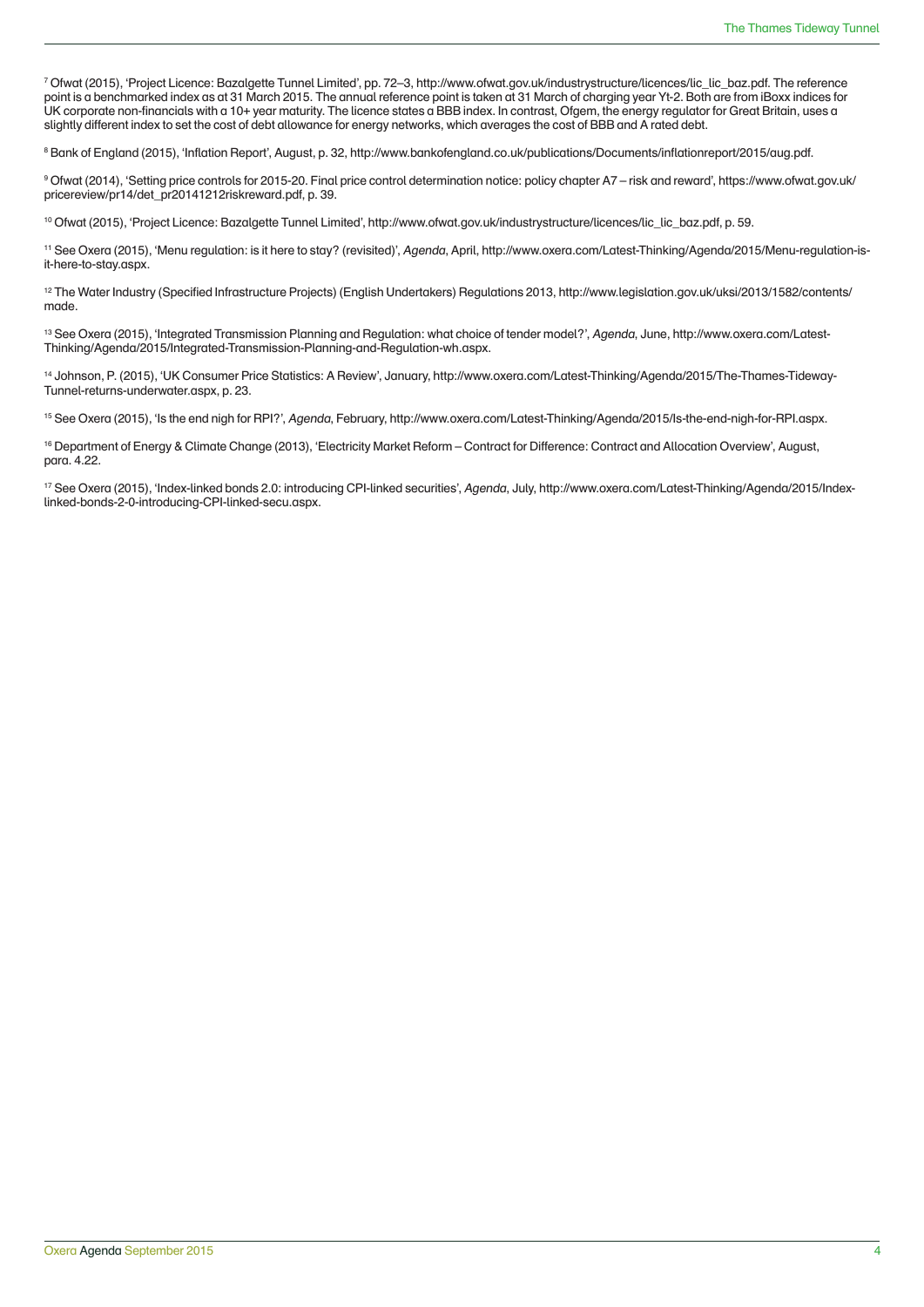[7] Ofwat (2015), 'Project Licence: Bazalgette Tunnel Limited', pp. 72–3, http://www.ofwat.gov.uk/industrystructure/licences/lic_lic_baz.pdf. The reference point is a benchmarked index as at 31 March 2015. The annual reference point is taken at 31 March of charging year Yt-2. Both are from iBoxx indices for UK corporate non-financials with a 10+ year maturity. The licence states a BBB index. In contrast, Ofgem, the energy regulator for Great Britain, uses a slightly different index to set the cost of debt allowance for energy networks, which averages the cost of BBB and A rated debt.

[8] Bank of England (2015), 'Inflation Report', August, p. 32, http://www.bankofengland.co.uk/publications/Documents/inflationreport/2015/aug.pdf.

[9] Ofwat (2014), 'Setting price controls for 2015-20. Final price control determination notice: policy chapter A7 – risk and reward', https://www.ofwat.gov.uk/pricereview/pr14/det_pr20141212riskreward.pdf, p. 39.

[10] Ofwat (2015), 'Project Licence: Bazalgette Tunnel Limited', http://www.ofwat.gov.uk/industrystructure/licences/lic_lic_baz.pdf, p. 59.

[11] See Oxera (2015), 'Menu regulation: is it here to stay? (revisited)', *Agenda*, April, http://www.oxera.com/Latest-Thinking/Agenda/2015/Menu-regulation-is-it-here-to-stay.aspx.

[12] The Water Industry (Specified Infrastructure Projects) (English Undertakers) Regulations 2013, http://www.legislation.gov.uk/uksi/2013/1582/contents/made.

[13] See Oxera (2015), 'Integrated Transmission Planning and Regulation: what choice of tender model?', *Agenda*, June, http://www.oxera.com/Latest-Thinking/Agenda/2015/Integrated-Transmission-Planning-and-Regulation-wh.aspx.

[14] Johnson, P. (2015), 'UK Consumer Price Statistics: A Review', January, http://www.oxera.com/Latest-Thinking/Agenda/2015/The-Thames-Tideway-Tunnel-returns-underwater.aspx, p. 23.

[15] See Oxera (2015), 'Is the end nigh for RPI?', *Agenda*, February, http://www.oxera.com/Latest-Thinking/Agenda/2015/Is-the-end-nigh-for-RPI.aspx.

[16] Department of Energy & Climate Change (2013), 'Electricity Market Reform – Contract for Difference: Contract and Allocation Overview', August, para. 4.22.

[17] See Oxera (2015), 'Index-linked bonds 2.0: introducing CPI-linked securities', *Agenda*, July, http://www.oxera.com/Latest-Thinking/Agenda/2015/Index-linked-bonds-2-0-introducing-CPI-linked-secu.aspx.